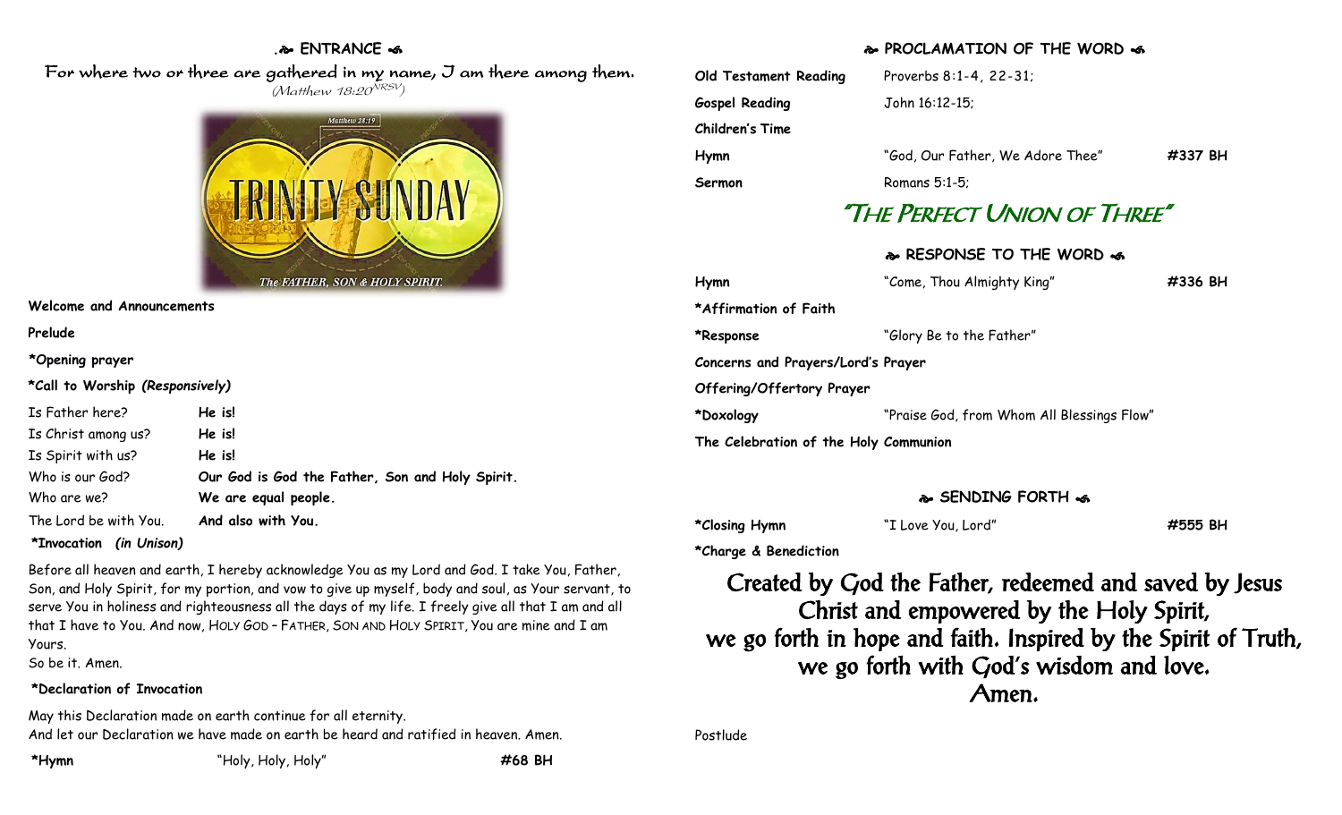## ENTRANCE

*For where two or three are gathered in my name, I am there among them.*
*(Matthew 18:20 NRSV)*

**Welcome and Announcements**

**Prelude**

***Opening prayer**

***Call to Worship** ***(Responsively)***

| | |
|---|---|
| Is Father here? | **He is!** |
| Is Christ among us? | **He is!** |
| Is Spirit with us? | **He is!** |
| Who is our God? | **Our God is God the Father, Son and Holy Spirit.** |
| Who are we? | **We are equal people.** |
| The Lord be with You. | **And also with You.** |

***Invocation** ***(in Unison)***

Before all heaven and earth, I hereby acknowledge You as my Lord and God. I take You, Father, Son, and Holy Spirit, for my portion, and vow to give up myself, body and soul, as Your servant, to serve You in holiness and righteousness all the days of my life. I freely give all that I am and all that I have to You. And now, HOLY GOD – FATHER, SON AND HOLY SPIRIT, You are mine and I am Yours.
So be it. Amen.

***Declaration of Invocation**

May this Declaration made on earth continue for all eternity.
And let our Declaration we have made on earth be heard and ratified in heaven. Amen.

| | | |
|---|---|---|
| ***Hymn** | "Holy, Holy, Holy" | **#68 BH** |

## PROCLAMATION OF THE WORD

| | | |
|---|---|---|
| **Old Testament Reading** | Proverbs 8:1-4, 22-31; | |
| **Gospel Reading** | John 16:12-15; | |
| **Children's Time** | | |
| **Hymn** | "God, Our Father, We Adore Thee" | **#337 BH** |
| **Sermon** | Romans 5:1-5; | |

### "THE PERFECT UNION OF THREE"

## RESPONSE TO THE WORD

| | | |
|---|---|---|
| **Hymn** | "Come, Thou Almighty King" | **#336 BH** |
| ***Affirmation of Faith** | | |
| ***Response** | "Glory Be to the Father" | |
| **Concerns and Prayers/Lord's Prayer** | | |
| **Offering/Offertory Prayer** | | |
| ***Doxology** | "Praise God, from Whom All Blessings Flow" | |
| **The Celebration of the Holy Communion** | | |

## SENDING FORTH

| | | |
|---|---|---|
| ***Closing Hymn** | "I Love You, Lord" | **#555 BH** |
| ***Charge & Benediction** | | |

Created by God the Father, redeemed and saved by Jesus Christ and empowered by the Holy Spirit,
we go forth in hope and faith. Inspired by the Spirit of Truth,
we go forth with God's wisdom and love.
Amen.

Postlude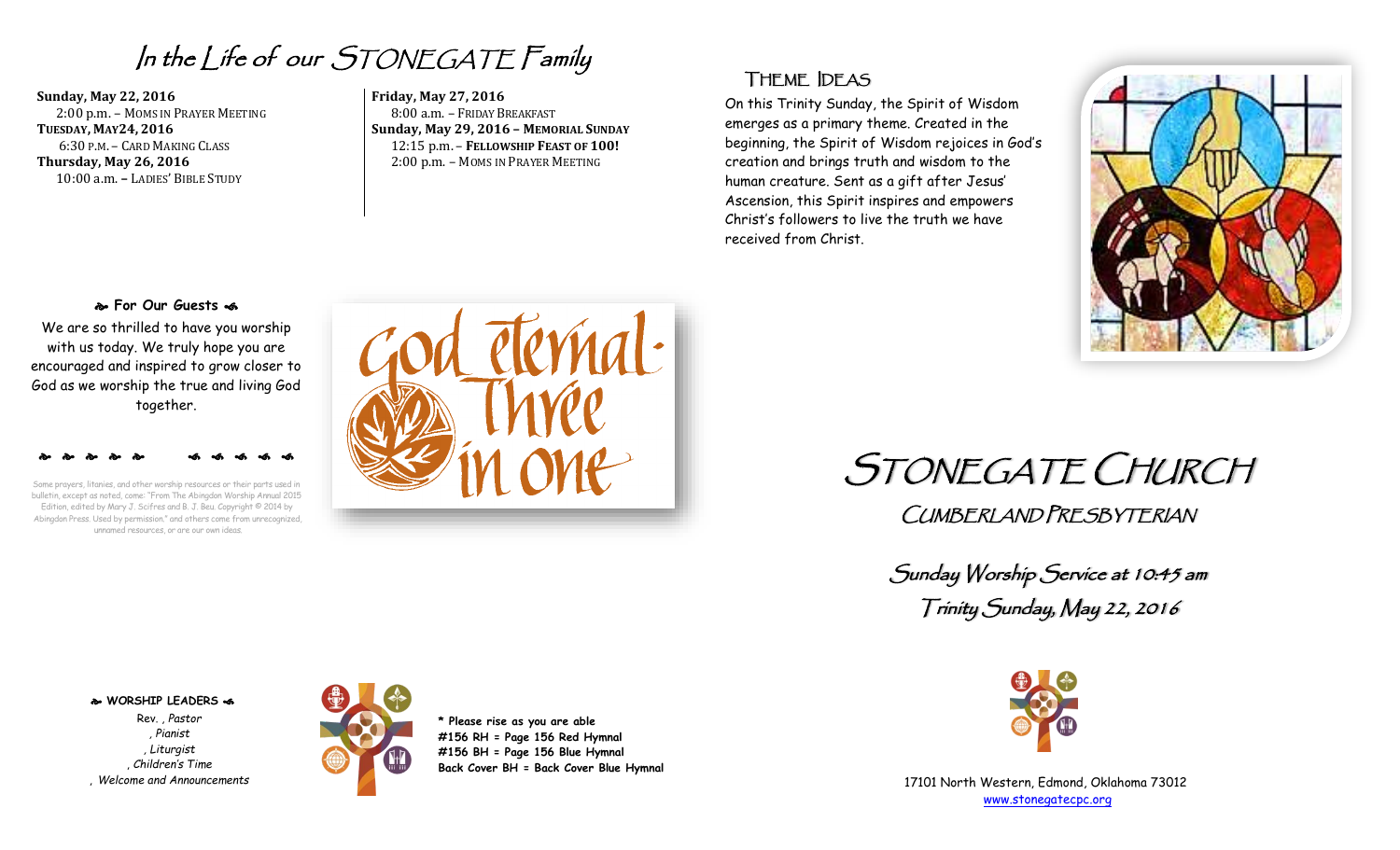# In the Life of our STONEGATE Family

**Sunday, May 22, 2016**
2:00 p.m. – Moms in Prayer Meeting
**Tuesday, May24, 2016**
6:30 p.m. – Card Making Class
**Thursday, May 26, 2016**
10:00 a.m. – Ladies' Bible Study

**Friday, May 27, 2016**
8:00 a.m. – Friday Breakfast
**Sunday, May 29, 2016 – Memorial Sunday**
12:15 p.m. – **Fellowship Feast of 100!**
2:00 p.m. – Moms in Prayer Meeting

## Theme Ideas

On this Trinity Sunday, the Spirit of Wisdom emerges as a primary theme. Created in the beginning, the Spirit of Wisdom rejoices in God's creation and brings truth and wisdom to the human creature. Sent as a gift after Jesus' Ascension, this Spirit inspires and empowers Christ's followers to live the truth we have received from Christ.

### For Our Guests

We are so thrilled to have you worship with us today. We truly hope you are encouraged and inspired to grow closer to God as we worship the true and living God together.

Some prayers, litanies, and other worship resources or their parts used in bulletin, except as noted, come: "From The Abingdon Worship Annual 2015 Edition, edited by Mary J. Scifres and B. J. Beu. Copyright © 2014 by Abingdon Press. Used by permission." and others come from unrecognized, unnamed resources, or are our own ideas.

God eternal· Three in one

# STONEGATE CHURCH

## CUMBERLAND PRESBYTERIAN

Sunday Worship Service at 10:45 am
Trinity Sunday, May 22, 2016

### WORSHIP LEADERS

Rev. , *Pastor*
, *Pianist*
, *Liturgist*
, *Children's Time*
, *Welcome and Announcements*

**\* Please rise as you are able**
**#156 RH = Page 156 Red Hymnal**
**#156 BH = Page 156 Blue Hymnal**
**Back Cover BH = Back Cover Blue Hymnal**

17101 North Western, Edmond, Oklahoma 73012
www.stonegatecpc.org